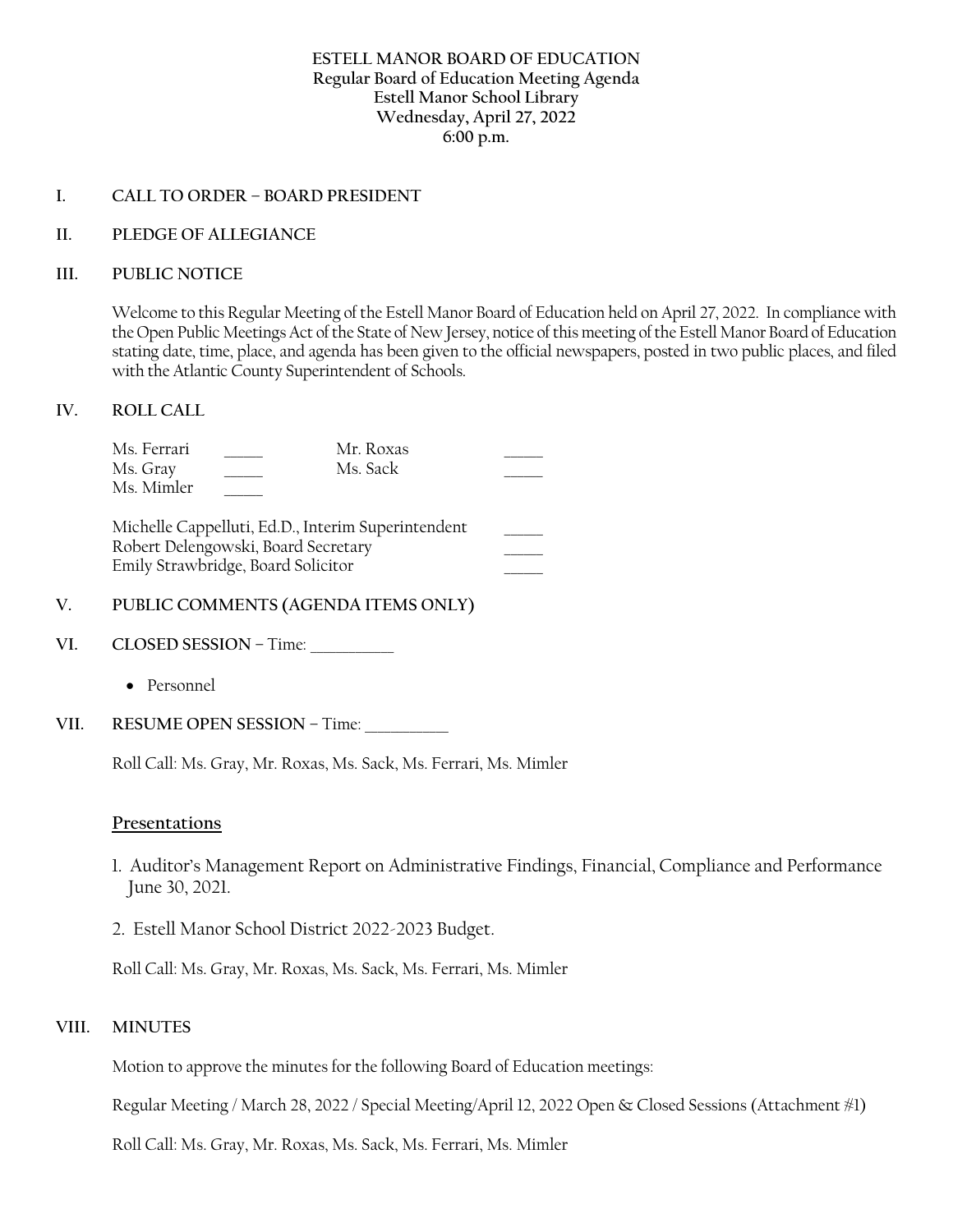**ESTELL MANOR BOARD OF EDUCATION**
**Regular Board of Education Meeting Agenda**
**Estell Manor School Library**
**Wednesday, April 27, 2022**
**6:00 p.m.**

## I. CALL TO ORDER – BOARD PRESIDENT

## II. PLEDGE OF ALLEGIANCE

## III. PUBLIC NOTICE

Welcome to this Regular Meeting of the Estell Manor Board of Education held on April 27, 2022. In compliance with the Open Public Meetings Act of the State of New Jersey, notice of this meeting of the Estell Manor Board of Education stating date, time, place, and agenda has been given to the official newspapers, posted in two public places, and filed with the Atlantic County Superintendent of Schools.

## IV. ROLL CALL

| | | | |
|---|---|---|---|
| Ms. Ferrari | _____ | Mr. Roxas | _____ |
| Ms. Gray | _____ | Ms. Sack | _____ |
| Ms. Mimler | _____ | | |

| | |
|---|---|
| Michelle Cappelluti, Ed.D., Interim Superintendent | _____ |
| Robert Delengowski, Board Secretary | _____ |
| Emily Strawbridge, Board Solicitor | _____ |

## V. PUBLIC COMMENTS (AGENDA ITEMS ONLY)

## VI. CLOSED SESSION – Time: __________

- Personnel

## VII. RESUME OPEN SESSION – Time: __________

Roll Call: Ms. Gray, Mr. Roxas, Ms. Sack, Ms. Ferrari, Ms. Mimler

### Presentations

1. Auditor's Management Report on Administrative Findings, Financial, Compliance and Performance June 30, 2021.

2. Estell Manor School District 2022-2023 Budget.

Roll Call: Ms. Gray, Mr. Roxas, Ms. Sack, Ms. Ferrari, Ms. Mimler

## VIII. MINUTES

Motion to approve the minutes for the following Board of Education meetings:

Regular Meeting / March 28, 2022 / Special Meeting/April 12, 2022 Open & Closed Sessions (Attachment #1)

Roll Call: Ms. Gray, Mr. Roxas, Ms. Sack, Ms. Ferrari, Ms. Mimler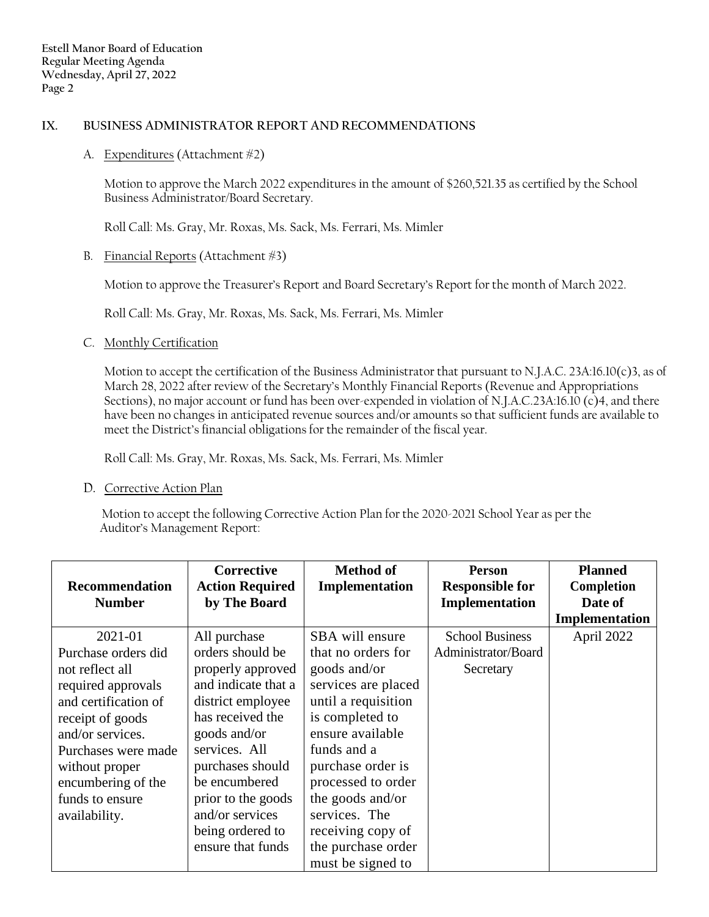## IX. BUSINESS ADMINISTRATOR REPORT AND RECOMMENDATIONS

A. Expenditures (Attachment #2)

Motion to approve the March 2022 expenditures in the amount of $260,521.35 as certified by the School Business Administrator/Board Secretary.

Roll Call: Ms. Gray, Mr. Roxas, Ms. Sack, Ms. Ferrari, Ms. Mimler

B. Financial Reports (Attachment #3)

Motion to approve the Treasurer's Report and Board Secretary's Report for the month of March 2022.

Roll Call: Ms. Gray, Mr. Roxas, Ms. Sack, Ms. Ferrari, Ms. Mimler

C. Monthly Certification

Motion to accept the certification of the Business Administrator that pursuant to N.J.A.C. 23A:16.10(c)3, as of March 28, 2022 after review of the Secretary's Monthly Financial Reports (Revenue and Appropriations Sections), no major account or fund has been over-expended in violation of N.J.A.C.23A:16.10 (c)4, and there have been no changes in anticipated revenue sources and/or amounts so that sufficient funds are available to meet the District's financial obligations for the remainder of the fiscal year.

Roll Call: Ms. Gray, Mr. Roxas, Ms. Sack, Ms. Ferrari, Ms. Mimler

D. Corrective Action Plan

Motion to accept the following Corrective Action Plan for the 2020-2021 School Year as per the Auditor's Management Report:

| Recommendation Number | Corrective Action Required by The Board | Method of Implementation | Person Responsible for Implementation | Planned Completion Date of Implementation |
|---|---|---|---|---|
| 2021-01 Purchase orders did not reflect all required approvals and certification of receipt of goods and/or services. Purchases were made without proper encumbering of the funds to ensure availability. | All purchase orders should be properly approved and indicate that a district employee has received the goods and/or services. All purchases should be encumbered prior to the goods and/or services being ordered to ensure that funds | SBA will ensure that no orders for goods and/or services are placed until a requisition is completed to ensure available funds and a purchase order is processed to order the goods and/or services. The receiving copy of the purchase order must be signed to | School Business Administrator/Board Secretary | April 2022 |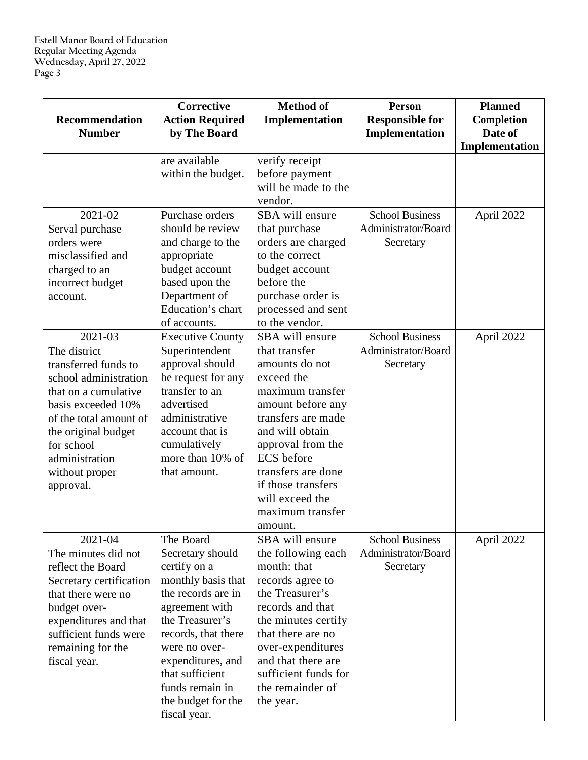| Recommendation Number | Corrective Action Required by The Board | Method of Implementation | Person Responsible for Implementation | Planned Completion Date of Implementation |
|---|---|---|---|---|
| | are available within the budget. | verify receipt before payment will be made to the vendor. | | |
| 2021-02 Serval purchase orders were misclassified and charged to an incorrect budget account. | Purchase orders should be review and charge to the appropriate budget account based upon the Department of Education's chart of accounts. | SBA will ensure that purchase orders are charged to the correct budget account before the purchase order is processed and sent to the vendor. | School Business Administrator/Board Secretary | April 2022 |
| 2021-03 The district transferred funds to school administration that on a cumulative basis exceeded 10% of the total amount of the original budget for school administration without proper approval. | Executive County Superintendent approval should be request for any transfer to an advertised administrative account that is cumulatively more than 10% of that amount. | SBA will ensure that transfer amounts do not exceed the maximum transfer amount before any transfers are made and will obtain approval from the ECS before transfers are done if those transfers will exceed the maximum transfer amount. | School Business Administrator/Board Secretary | April 2022 |
| 2021-04 The minutes did not reflect the Board Secretary certification that there were no budget over-expenditures and that sufficient funds were remaining for the fiscal year. | The Board Secretary should certify on a monthly basis that the records are in agreement with the Treasurer's records, that there were no over-expenditures, and that sufficient funds remain in the budget for the fiscal year. | SBA will ensure the following each month: that records agree to the Treasurer's records and that the minutes certify that there are no over-expenditures and that there are sufficient funds for the remainder of the year. | School Business Administrator/Board Secretary | April 2022 |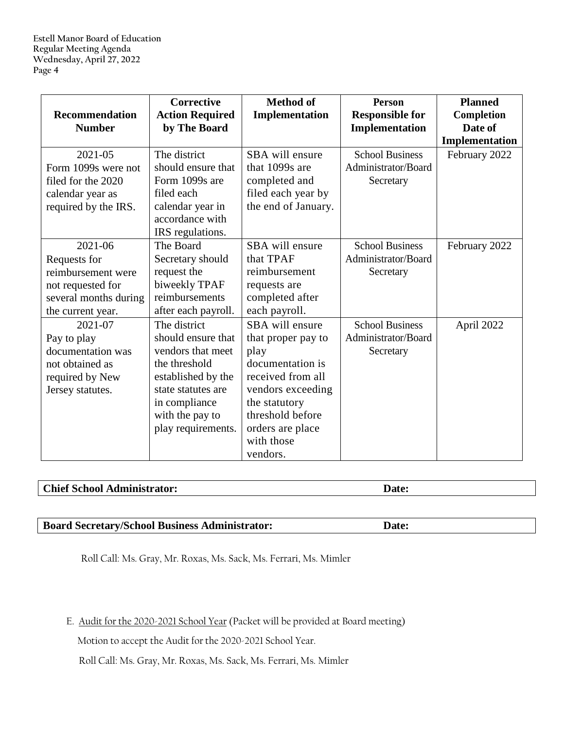| Recommendation Number | Corrective Action Required by The Board | Method of Implementation | Person Responsible for Implementation | Planned Completion Date of Implementation |
|---|---|---|---|---|
| 2021-05 Form 1099s were not filed for the 2020 calendar year as required by the IRS. | The district should ensure that Form 1099s are filed each calendar year in accordance with IRS regulations. | SBA will ensure that 1099s are completed and filed each year by the end of January. | School Business Administrator/Board Secretary | February 2022 |
| 2021-06 Requests for reimbursement were not requested for several months during the current year. | The Board Secretary should request the biweekly TPAF reimbursements after each payroll. | SBA will ensure that TPAF reimbursement requests are completed after each payroll. | School Business Administrator/Board Secretary | February 2022 |
| 2021-07 Pay to play documentation was not obtained as required by New Jersey statutes. | The district should ensure that vendors that meet the threshold established by the state statutes are in compliance with the pay to play requirements. | SBA will ensure that proper pay to play documentation is received from all vendors exceeding the statutory threshold before orders are place with those vendors. | School Business Administrator/Board Secretary | April 2022 |

| **Chief School Administrator:** | **Date:** |
|---|---|

| **Board Secretary/School Business Administrator:** | **Date:** |
|---|---|

Roll Call: Ms. Gray, Mr. Roxas, Ms. Sack, Ms. Ferrari, Ms. Mimler

E. Audit for the 2020-2021 School Year (Packet will be provided at Board meeting)

Motion to accept the Audit for the 2020-2021 School Year.

Roll Call: Ms. Gray, Mr. Roxas, Ms. Sack, Ms. Ferrari, Ms. Mimler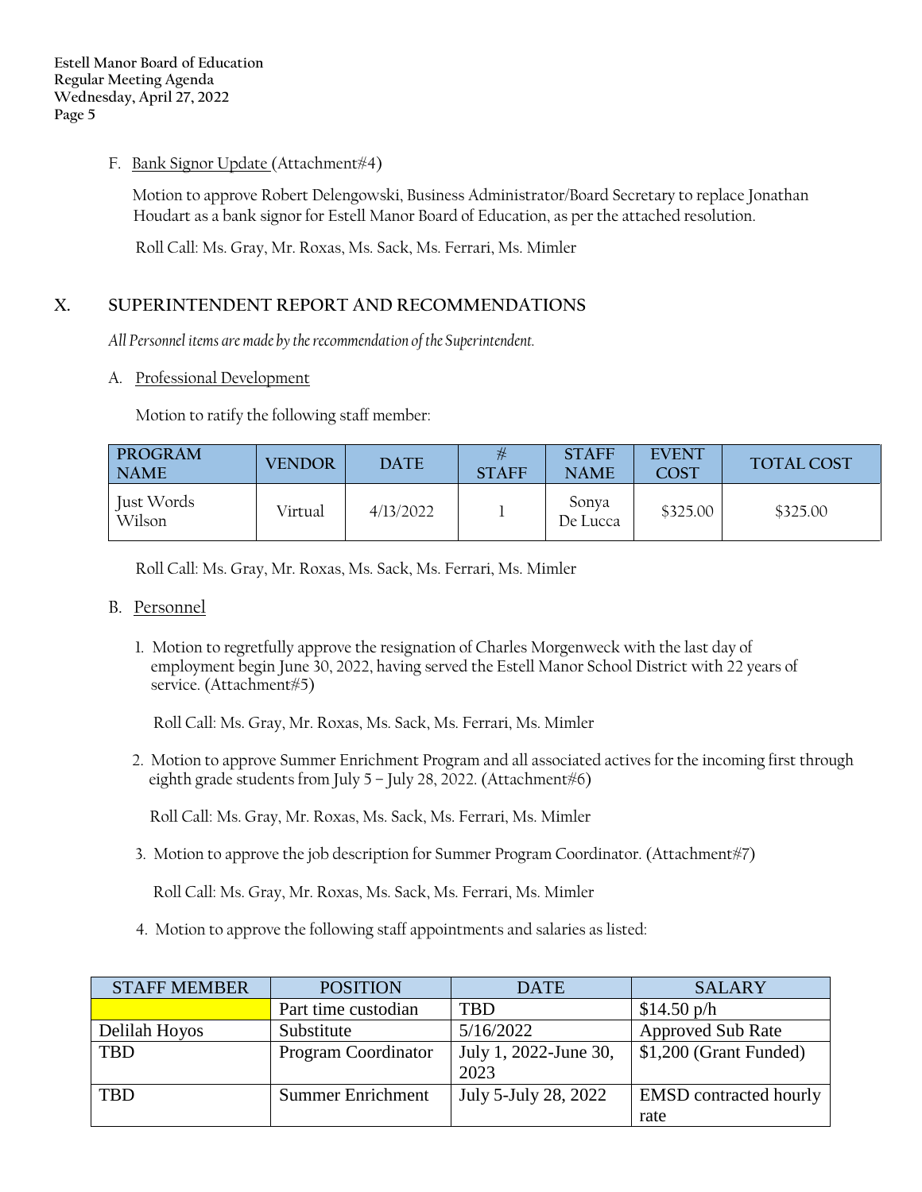F. Bank Signor Update (Attachment#4)

Motion to approve Robert Delengowski, Business Administrator/Board Secretary to replace Jonathan Houdart as a bank signor for Estell Manor Board of Education, as per the attached resolution.

Roll Call: Ms. Gray, Mr. Roxas, Ms. Sack, Ms. Ferrari, Ms. Mimler

## X. SUPERINTENDENT REPORT AND RECOMMENDATIONS

*All Personnel items are made by the recommendation of the Superintendent.*

A. Professional Development

Motion to ratify the following staff member:

| PROGRAM NAME | VENDOR | DATE | # STAFF | STAFF NAME | EVENT COST | TOTAL COST |
|---|---|---|---|---|---|---|
| Just Words Wilson | Virtual | 4/13/2022 | 1 | Sonya De Lucca | $325.00 | $325.00 |

Roll Call: Ms. Gray, Mr. Roxas, Ms. Sack, Ms. Ferrari, Ms. Mimler

B. Personnel

1. Motion to regretfully approve the resignation of Charles Morgenweck with the last day of employment begin June 30, 2022, having served the Estell Manor School District with 22 years of service. (Attachment#5)

   Roll Call: Ms. Gray, Mr. Roxas, Ms. Sack, Ms. Ferrari, Ms. Mimler

2. Motion to approve Summer Enrichment Program and all associated actives for the incoming first through eighth grade students from July 5 – July 28, 2022. (Attachment#6)

   Roll Call: Ms. Gray, Mr. Roxas, Ms. Sack, Ms. Ferrari, Ms. Mimler

3. Motion to approve the job description for Summer Program Coordinator. (Attachment#7)

   Roll Call: Ms. Gray, Mr. Roxas, Ms. Sack, Ms. Ferrari, Ms. Mimler

4. Motion to approve the following staff appointments and salaries as listed:

| STAFF MEMBER | POSITION | DATE | SALARY |
|---|---|---|---|
| | Part time custodian | TBD | $14.50 p/h |
| Delilah Hoyos | Substitute | 5/16/2022 | Approved Sub Rate |
| TBD | Program Coordinator | July 1, 2022-June 30, 2023 | $1,200 (Grant Funded) |
| TBD | Summer Enrichment | July 5-July 28, 2022 | EMSD contracted hourly rate |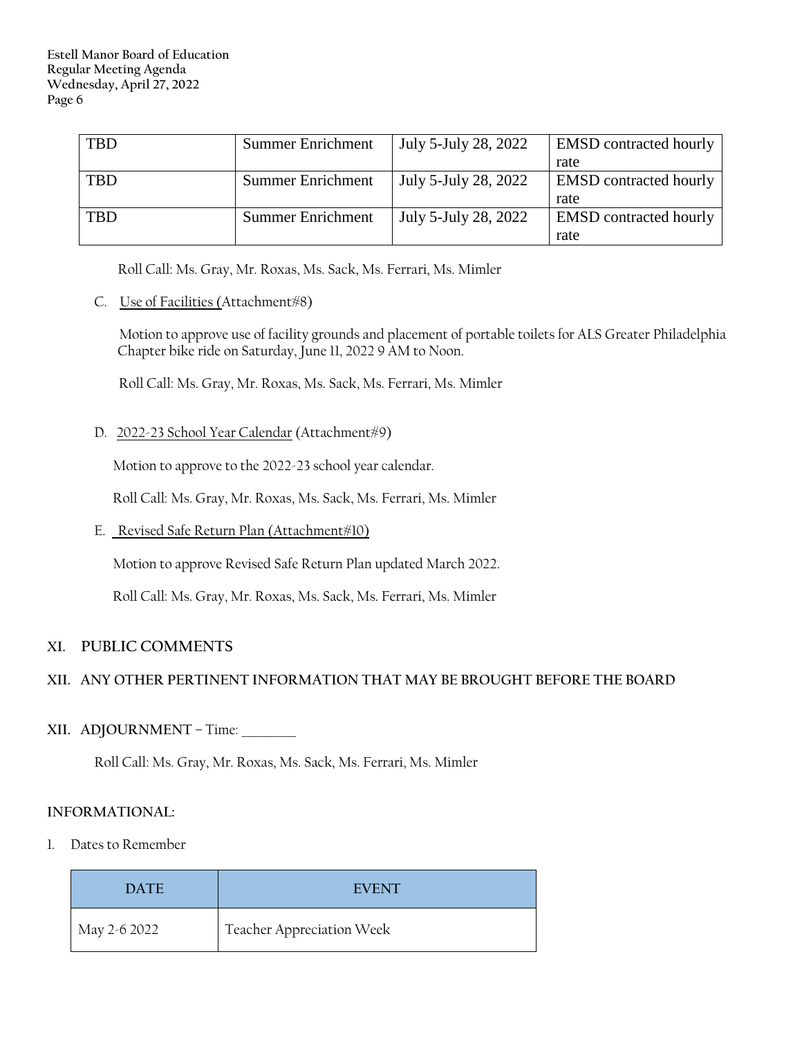| | | | |
|---|---|---|---|
| TBD | Summer Enrichment | July 5-July 28, 2022 | EMSD contracted hourly rate |
| TBD | Summer Enrichment | July 5-July 28, 2022 | EMSD contracted hourly rate |
| TBD | Summer Enrichment | July 5-July 28, 2022 | EMSD contracted hourly rate |

Roll Call: Ms. Gray, Mr. Roxas, Ms. Sack, Ms. Ferrari, Ms. Mimler

C. Use of Facilities (Attachment#8)

Motion to approve use of facility grounds and placement of portable toilets for ALS Greater Philadelphia Chapter bike ride on Saturday, June 11, 2022 9 AM to Noon.

Roll Call: Ms. Gray, Mr. Roxas, Ms. Sack, Ms. Ferrari, Ms. Mimler

D. 2022-23 School Year Calendar (Attachment#9)

Motion to approve to the 2022-23 school year calendar.

Roll Call: Ms. Gray, Mr. Roxas, Ms. Sack, Ms. Ferrari, Ms. Mimler

E. Revised Safe Return Plan (Attachment#10)

Motion to approve Revised Safe Return Plan updated March 2022.

Roll Call: Ms. Gray, Mr. Roxas, Ms. Sack, Ms. Ferrari, Ms. Mimler

## XI. PUBLIC COMMENTS

## XII. ANY OTHER PERTINENT INFORMATION THAT MAY BE BROUGHT BEFORE THE BOARD

## XII. ADJOURNMENT – Time: ________

Roll Call: Ms. Gray, Mr. Roxas, Ms. Sack, Ms. Ferrari, Ms. Mimler

**INFORMATIONAL:**

1. Dates to Remember

| DATE | EVENT |
|---|---|
| May 2-6 2022 | Teacher Appreciation Week |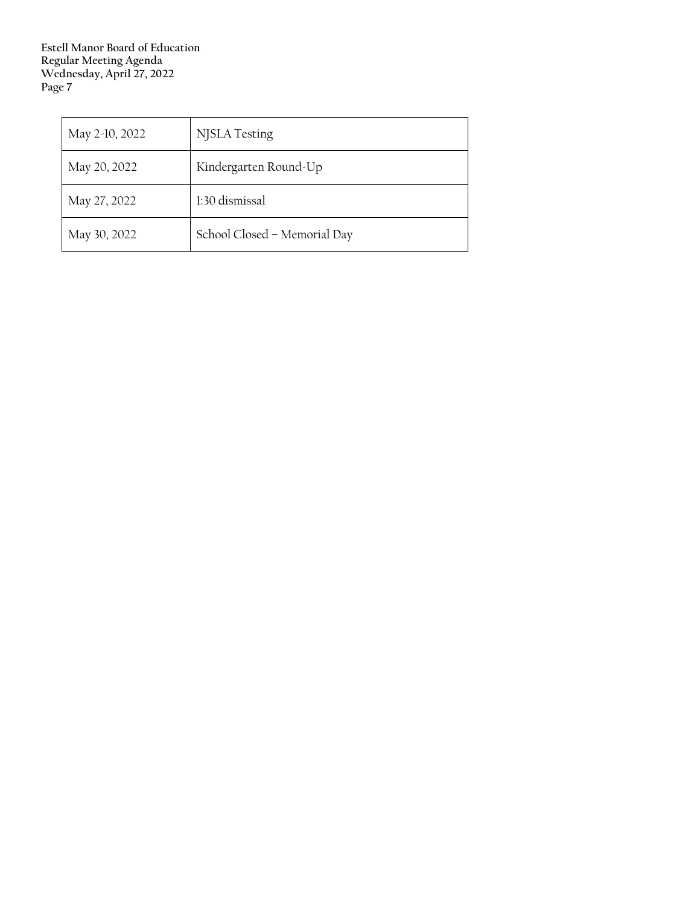| | |
|---|---|
| May 2-10, 2022 | NJSLA Testing |
| May 20, 2022 | Kindergarten Round-Up |
| May 27, 2022 | 1:30 dismissal |
| May 30, 2022 | School Closed – Memorial Day |